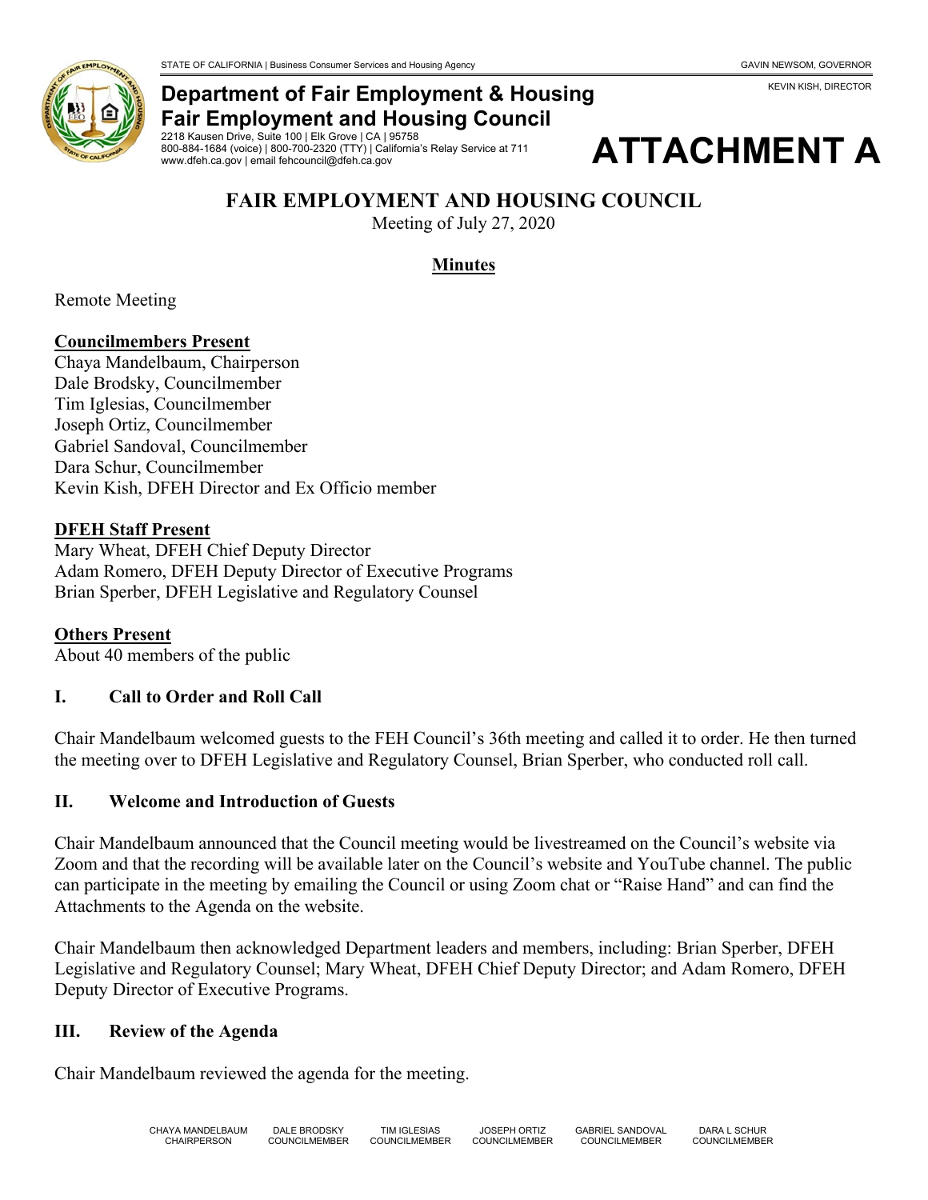STATE OF CALIFORNIA | Business Consumer Services and Housing Agency GAVIN NEWSOM, GOVERNOR

KEVIN KISH, DIRECTOR

**Department of Fair Employment & Housing**
**Fair Employment and Housing Council**
2218 Kausen Drive, Suite 100 | Elk Grove | CA | 95758
800-884-1684 (voice) | 800-700-2320 (TTY) | California's Relay Service at 711
www.dfeh.ca.gov | email fehcouncil@dfeh.ca.gov

# ATTACHMENT A

## FAIR EMPLOYMENT AND HOUSING COUNCIL

Meeting of July 27, 2020

**Minutes**

Remote Meeting

**Councilmembers Present**
Chaya Mandelbaum, Chairperson
Dale Brodsky, Councilmember
Tim Iglesias, Councilmember
Joseph Ortiz, Councilmember
Gabriel Sandoval, Councilmember
Dara Schur, Councilmember
Kevin Kish, DFEH Director and Ex Officio member

**DFEH Staff Present**
Mary Wheat, DFEH Chief Deputy Director
Adam Romero, DFEH Deputy Director of Executive Programs
Brian Sperber, DFEH Legislative and Regulatory Counsel

**Others Present**
About 40 members of the public

### I. Call to Order and Roll Call

Chair Mandelbaum welcomed guests to the FEH Council's 36th meeting and called it to order. He then turned the meeting over to DFEH Legislative and Regulatory Counsel, Brian Sperber, who conducted roll call.

### II. Welcome and Introduction of Guests

Chair Mandelbaum announced that the Council meeting would be livestreamed on the Council's website via Zoom and that the recording will be available later on the Council's website and YouTube channel. The public can participate in the meeting by emailing the Council or using Zoom chat or "Raise Hand" and can find the Attachments to the Agenda on the website.

Chair Mandelbaum then acknowledged Department leaders and members, including: Brian Sperber, DFEH Legislative and Regulatory Counsel; Mary Wheat, DFEH Chief Deputy Director; and Adam Romero, DFEH Deputy Director of Executive Programs.

### III. Review of the Agenda

Chair Mandelbaum reviewed the agenda for the meeting.

CHAYA MANDELBAUM CHAIRPERSON | DALE BRODSKY COUNCILMEMBER | TIM IGLESIAS COUNCILMEMBER | JOSEPH ORTIZ COUNCILMEMBER | GABRIEL SANDOVAL COUNCILMEMBER | DARA L SCHUR COUNCILMEMBER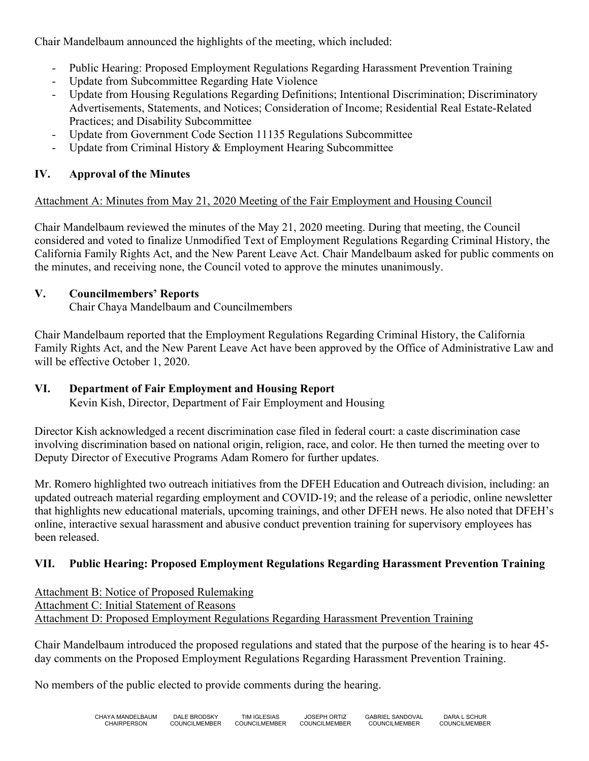Chair Mandelbaum announced the highlights of the meeting, which included:

- Public Hearing: Proposed Employment Regulations Regarding Harassment Prevention Training
- Update from Subcommittee Regarding Hate Violence
- Update from Housing Regulations Regarding Definitions; Intentional Discrimination; Discriminatory Advertisements, Statements, and Notices; Consideration of Income; Residential Real Estate-Related Practices; and Disability Subcommittee
- Update from Government Code Section 11135 Regulations Subcommittee
- Update from Criminal History & Employment Hearing Subcommittee

## IV. Approval of the Minutes

Attachment A: Minutes from May 21, 2020 Meeting of the Fair Employment and Housing Council

Chair Mandelbaum reviewed the minutes of the May 21, 2020 meeting. During that meeting, the Council considered and voted to finalize Unmodified Text of Employment Regulations Regarding Criminal History, the California Family Rights Act, and the New Parent Leave Act. Chair Mandelbaum asked for public comments on the minutes, and receiving none, the Council voted to approve the minutes unanimously.

## V. Councilmembers' Reports

Chair Chaya Mandelbaum and Councilmembers

Chair Mandelbaum reported that the Employment Regulations Regarding Criminal History, the California Family Rights Act, and the New Parent Leave Act have been approved by the Office of Administrative Law and will be effective October 1, 2020.

## VI. Department of Fair Employment and Housing Report

Kevin Kish, Director, Department of Fair Employment and Housing

Director Kish acknowledged a recent discrimination case filed in federal court: a caste discrimination case involving discrimination based on national origin, religion, race, and color. He then turned the meeting over to Deputy Director of Executive Programs Adam Romero for further updates.

Mr. Romero highlighted two outreach initiatives from the DFEH Education and Outreach division, including: an updated outreach material regarding employment and COVID-19; and the release of a periodic, online newsletter that highlights new educational materials, upcoming trainings, and other DFEH news. He also noted that DFEH's online, interactive sexual harassment and abusive conduct prevention training for supervisory employees has been released.

## VII. Public Hearing: Proposed Employment Regulations Regarding Harassment Prevention Training

Attachment B: Notice of Proposed Rulemaking
Attachment C: Initial Statement of Reasons
Attachment D: Proposed Employment Regulations Regarding Harassment Prevention Training

Chair Mandelbaum introduced the proposed regulations and stated that the purpose of the hearing is to hear 45-day comments on the Proposed Employment Regulations Regarding Harassment Prevention Training.

No members of the public elected to provide comments during the hearing.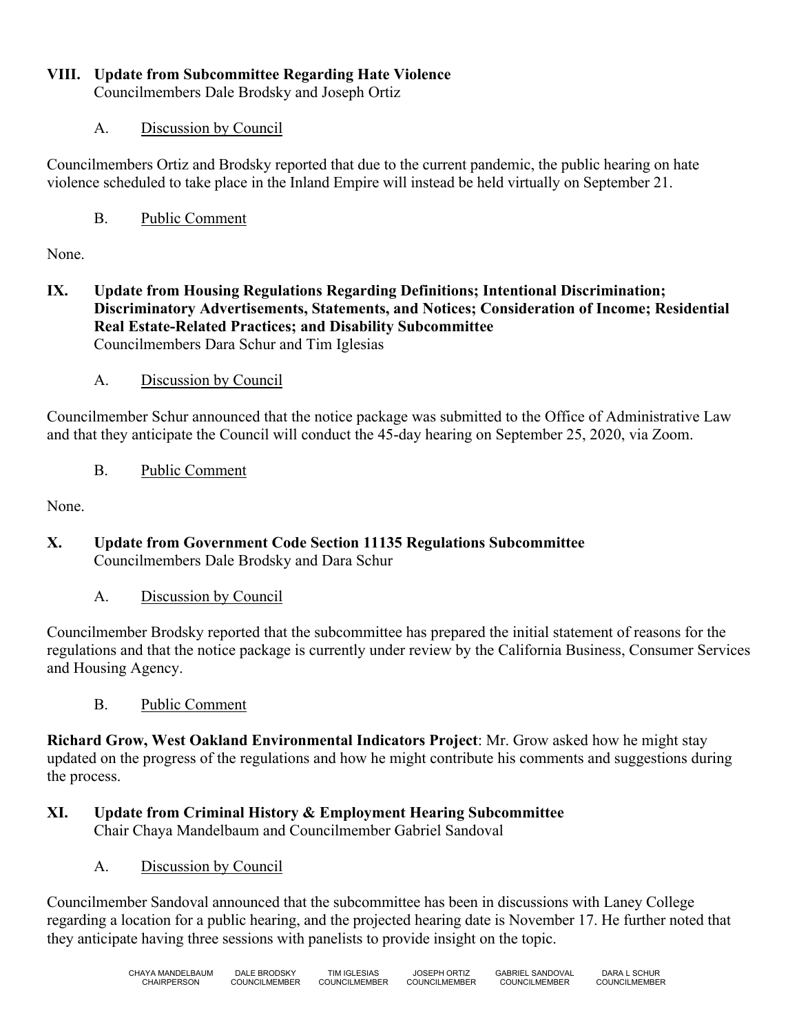## VIII. Update from Subcommittee Regarding Hate Violence

Councilmembers Dale Brodsky and Joseph Ortiz

### A. Discussion by Council

Councilmembers Ortiz and Brodsky reported that due to the current pandemic, the public hearing on hate violence scheduled to take place in the Inland Empire will instead be held virtually on September 21.

### B. Public Comment

None.

## IX. Update from Housing Regulations Regarding Definitions; Intentional Discrimination; Discriminatory Advertisements, Statements, and Notices; Consideration of Income; Residential Real Estate-Related Practices; and Disability Subcommittee

Councilmembers Dara Schur and Tim Iglesias

### A. Discussion by Council

Councilmember Schur announced that the notice package was submitted to the Office of Administrative Law and that they anticipate the Council will conduct the 45-day hearing on September 25, 2020, via Zoom.

### B. Public Comment

None.

## X. Update from Government Code Section 11135 Regulations Subcommittee

Councilmembers Dale Brodsky and Dara Schur

### A. Discussion by Council

Councilmember Brodsky reported that the subcommittee has prepared the initial statement of reasons for the regulations and that the notice package is currently under review by the California Business, Consumer Services and Housing Agency.

### B. Public Comment

**Richard Grow, West Oakland Environmental Indicators Project**: Mr. Grow asked how he might stay updated on the progress of the regulations and how he might contribute his comments and suggestions during the process.

## XI. Update from Criminal History & Employment Hearing Subcommittee

Chair Chaya Mandelbaum and Councilmember Gabriel Sandoval

### A. Discussion by Council

Councilmember Sandoval announced that the subcommittee has been in discussions with Laney College regarding a location for a public hearing, and the projected hearing date is November 17. He further noted that they anticipate having three sessions with panelists to provide insight on the topic.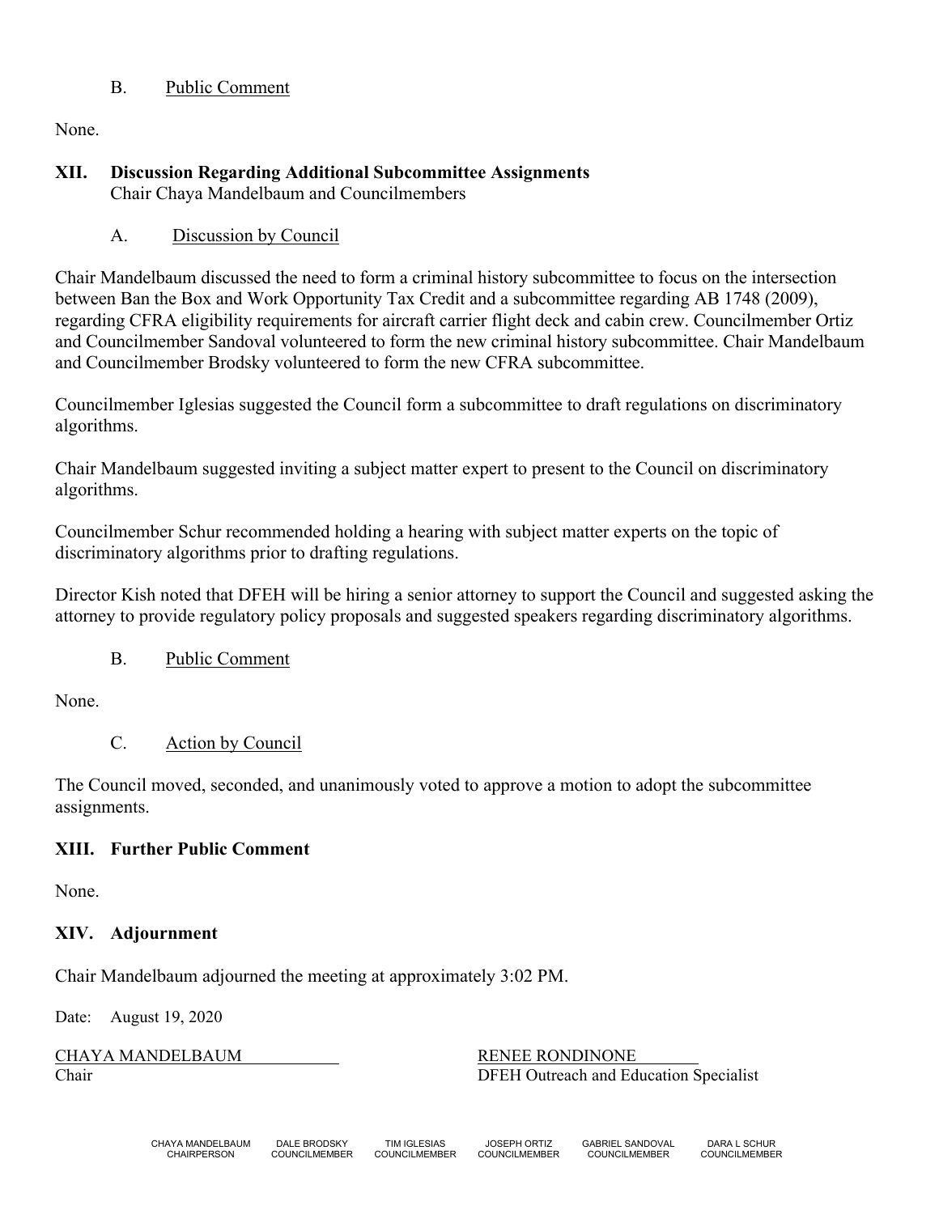B. Public Comment

None.

## XII. Discussion Regarding Additional Subcommittee Assignments

Chair Chaya Mandelbaum and Councilmembers

A. Discussion by Council

Chair Mandelbaum discussed the need to form a criminal history subcommittee to focus on the intersection between Ban the Box and Work Opportunity Tax Credit and a subcommittee regarding AB 1748 (2009), regarding CFRA eligibility requirements for aircraft carrier flight deck and cabin crew. Councilmember Ortiz and Councilmember Sandoval volunteered to form the new criminal history subcommittee. Chair Mandelbaum and Councilmember Brodsky volunteered to form the new CFRA subcommittee.

Councilmember Iglesias suggested the Council form a subcommittee to draft regulations on discriminatory algorithms.

Chair Mandelbaum suggested inviting a subject matter expert to present to the Council on discriminatory algorithms.

Councilmember Schur recommended holding a hearing with subject matter experts on the topic of discriminatory algorithms prior to drafting regulations.

Director Kish noted that DFEH will be hiring a senior attorney to support the Council and suggested asking the attorney to provide regulatory policy proposals and suggested speakers regarding discriminatory algorithms.

B. Public Comment

None.

C. Action by Council

The Council moved, seconded, and unanimously voted to approve a motion to adopt the subcommittee assignments.

## XIII. Further Public Comment

None.

## XIV. Adjournment

Chair Mandelbaum adjourned the meeting at approximately 3:02 PM.

Date: August 19, 2020

CHAYA MANDELBAUM
Chair

RENEE RONDINONE
DFEH Outreach and Education Specialist

CHAYA MANDELBAUM CHAIRPERSON | DALE BRODSKY COUNCILMEMBER | TIM IGLESIAS COUNCILMEMBER | JOSEPH ORTIZ COUNCILMEMBER | GABRIEL SANDOVAL COUNCILMEMBER | DARA L SCHUR COUNCILMEMBER